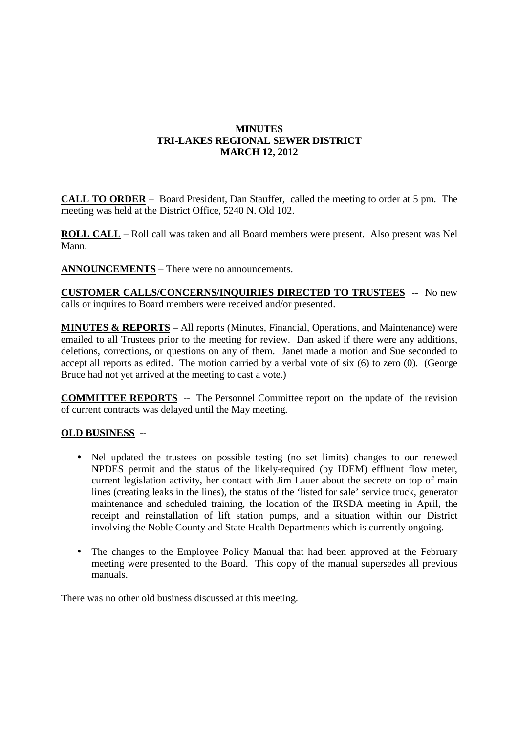# MINUTES
## TRI-LAKES REGIONAL SEWER DISTRICT
## MARCH 12, 2012

**CALL TO ORDER** – Board President, Dan Stauffer, called the meeting to order at 5 pm. The meeting was held at the District Office, 5240 N. Old 102.

**ROLL CALL** – Roll call was taken and all Board members were present. Also present was Nel Mann.

**ANNOUNCEMENTS** – There were no announcements.

**CUSTOMER CALLS/CONCERNS/INQUIRIES DIRECTED TO TRUSTEES** -- No new calls or inquires to Board members were received and/or presented.

**MINUTES & REPORTS** – All reports (Minutes, Financial, Operations, and Maintenance) were emailed to all Trustees prior to the meeting for review. Dan asked if there were any additions, deletions, corrections, or questions on any of them. Janet made a motion and Sue seconded to accept all reports as edited. The motion carried by a verbal vote of six (6) to zero (0). (George Bruce had not yet arrived at the meeting to cast a vote.)

**COMMITTEE REPORTS** -- The Personnel Committee report on the update of the revision of current contracts was delayed until the May meeting.

**OLD BUSINESS** --

- Nel updated the trustees on possible testing (no set limits) changes to our renewed NPDES permit and the status of the likely-required (by IDEM) effluent flow meter, current legislation activity, her contact with Jim Lauer about the secrete on top of main lines (creating leaks in the lines), the status of the 'listed for sale' service truck, generator maintenance and scheduled training, the location of the IRSDA meeting in April, the receipt and reinstallation of lift station pumps, and a situation within our District involving the Noble County and State Health Departments which is currently ongoing.
- The changes to the Employee Policy Manual that had been approved at the February meeting were presented to the Board. This copy of the manual supersedes all previous manuals.

There was no other old business discussed at this meeting.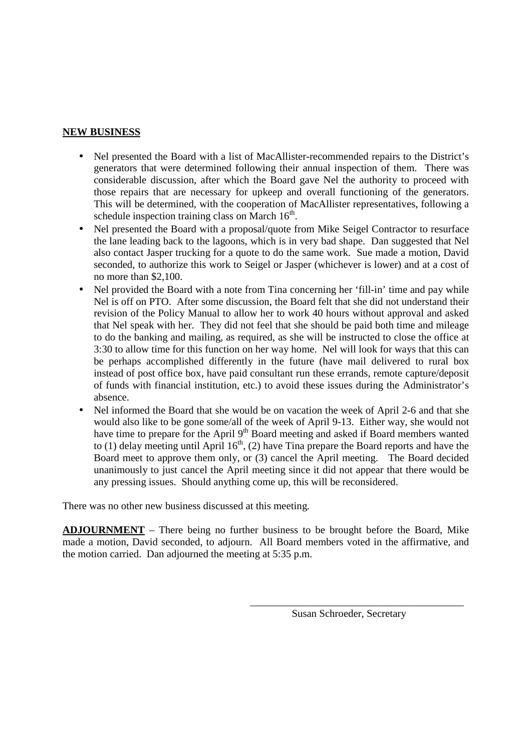**NEW BUSINESS**

- Nel presented the Board with a list of MacAllister-recommended repairs to the District's generators that were determined following their annual inspection of them. There was considerable discussion, after which the Board gave Nel the authority to proceed with those repairs that are necessary for upkeep and overall functioning of the generators. This will be determined, with the cooperation of MacAllister representatives, following a schedule inspection training class on March 16th.
- Nel presented the Board with a proposal/quote from Mike Seigel Contractor to resurface the lane leading back to the lagoons, which is in very bad shape. Dan suggested that Nel also contact Jasper trucking for a quote to do the same work. Sue made a motion, David seconded, to authorize this work to Seigel or Jasper (whichever is lower) and at a cost of no more than $2,100.
- Nel provided the Board with a note from Tina concerning her 'fill-in' time and pay while Nel is off on PTO. After some discussion, the Board felt that she did not understand their revision of the Policy Manual to allow her to work 40 hours without approval and asked that Nel speak with her. They did not feel that she should be paid both time and mileage to do the banking and mailing, as required, as she will be instructed to close the office at 3:30 to allow time for this function on her way home. Nel will look for ways that this can be perhaps accomplished differently in the future (have mail delivered to rural box instead of post office box, have paid consultant run these errands, remote capture/deposit of funds with financial institution, etc.) to avoid these issues during the Administrator's absence.
- Nel informed the Board that she would be on vacation the week of April 2-6 and that she would also like to be gone some/all of the week of April 9-13. Either way, she would not have time to prepare for the April 9th Board meeting and asked if Board members wanted to (1) delay meeting until April 16th, (2) have Tina prepare the Board reports and have the Board meet to approve them only, or (3) cancel the April meeting. The Board decided unanimously to just cancel the April meeting since it did not appear that there would be any pressing issues. Should anything come up, this will be reconsidered.

There was no other new business discussed at this meeting.

**ADJOURNMENT** – There being no further business to be brought before the Board, Mike made a motion, David seconded, to adjourn. All Board members voted in the affirmative, and the motion carried. Dan adjourned the meeting at 5:35 p.m.

\_\_\_\_\_\_\_\_\_\_\_\_\_\_\_\_\_\_\_\_\_\_\_\_\_\_\_\_\_\_\_\_\_\_\_\_\_\_\_\_

Susan Schroeder, Secretary